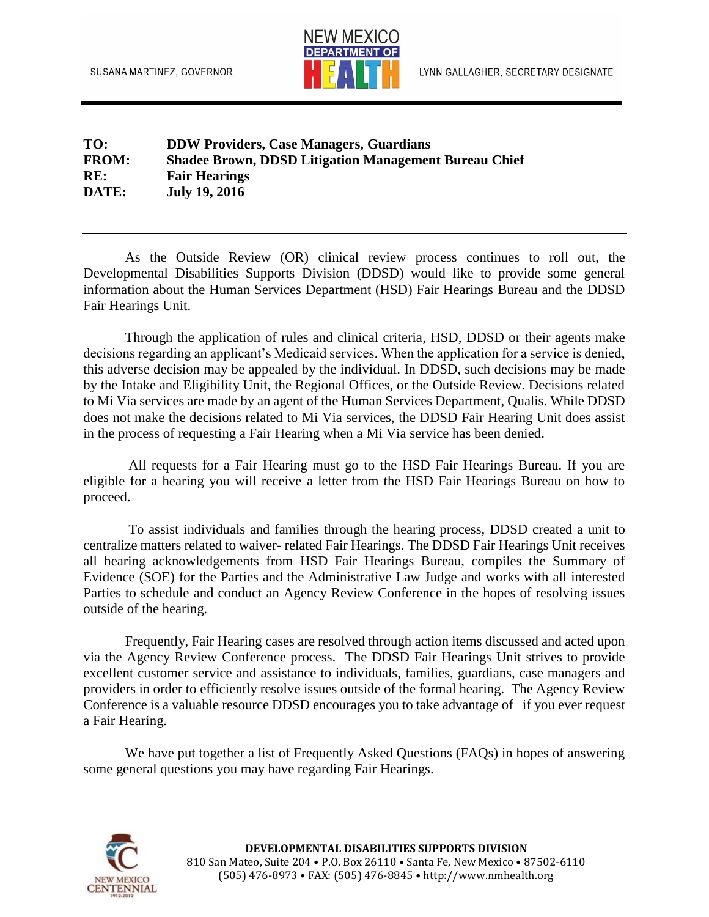SUSANA MARTINEZ, GOVERNOR

NEW MEXICO DEPARTMENT OF HEALTH

LYNN GALLAGHER, SECRETARY DESIGNATE

**TO:** **DDW Providers, Case Managers, Guardians**
**FROM:** **Shadee Brown, DDSD Litigation Management Bureau Chief**
**RE:** **Fair Hearings**
**DATE:** **July 19, 2016**

---

As the Outside Review (OR) clinical review process continues to roll out, the Developmental Disabilities Supports Division (DDSD) would like to provide some general information about the Human Services Department (HSD) Fair Hearings Bureau and the DDSD Fair Hearings Unit.

Through the application of rules and clinical criteria, HSD, DDSD or their agents make decisions regarding an applicant's Medicaid services. When the application for a service is denied, this adverse decision may be appealed by the individual. In DDSD, such decisions may be made by the Intake and Eligibility Unit, the Regional Offices, or the Outside Review. Decisions related to Mi Via services are made by an agent of the Human Services Department, Qualis. While DDSD does not make the decisions related to Mi Via services, the DDSD Fair Hearing Unit does assist in the process of requesting a Fair Hearing when a Mi Via service has been denied.

All requests for a Fair Hearing must go to the HSD Fair Hearings Bureau. If you are eligible for a hearing you will receive a letter from the HSD Fair Hearings Bureau on how to proceed.

To assist individuals and families through the hearing process, DDSD created a unit to centralize matters related to waiver- related Fair Hearings. The DDSD Fair Hearings Unit receives all hearing acknowledgements from HSD Fair Hearings Bureau, compiles the Summary of Evidence (SOE) for the Parties and the Administrative Law Judge and works with all interested Parties to schedule and conduct an Agency Review Conference in the hopes of resolving issues outside of the hearing.

Frequently, Fair Hearing cases are resolved through action items discussed and acted upon via the Agency Review Conference process. The DDSD Fair Hearings Unit strives to provide excellent customer service and assistance to individuals, families, guardians, case managers and providers in order to efficiently resolve issues outside of the formal hearing. The Agency Review Conference is a valuable resource DDSD encourages you to take advantage of if you ever request a Fair Hearing.

We have put together a list of Frequently Asked Questions (FAQs) in hopes of answering some general questions you may have regarding Fair Hearings.

**DEVELOPMENTAL DISABILITIES SUPPORTS DIVISION**
810 San Mateo, Suite 204 • P.O. Box 26110 • Santa Fe, New Mexico • 87502-6110
(505) 476-8973 • FAX: (505) 476-8845 • http://www.nmhealth.org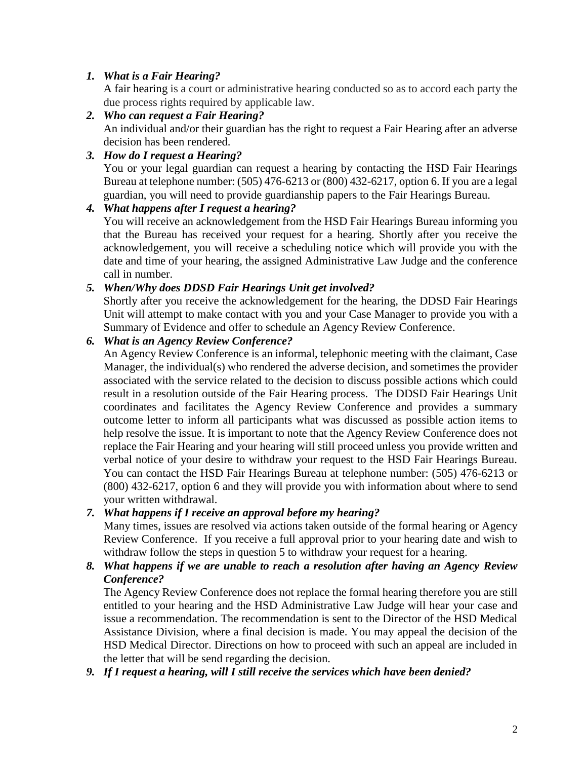1. ***What is a Fair Hearing?***

   A fair hearing is a court or administrative hearing conducted so as to accord each party the due process rights required by applicable law.

2. ***Who can request a Fair Hearing?***

   An individual and/or their guardian has the right to request a Fair Hearing after an adverse decision has been rendered.

3. ***How do I request a Hearing?***

   You or your legal guardian can request a hearing by contacting the HSD Fair Hearings Bureau at telephone number: (505) 476-6213 or (800) 432-6217, option 6. If you are a legal guardian, you will need to provide guardianship papers to the Fair Hearings Bureau.

4. ***What happens after I request a hearing?***

   You will receive an acknowledgement from the HSD Fair Hearings Bureau informing you that the Bureau has received your request for a hearing. Shortly after you receive the acknowledgement, you will receive a scheduling notice which will provide you with the date and time of your hearing, the assigned Administrative Law Judge and the conference call in number.

5. ***When/Why does DDSD Fair Hearings Unit get involved?***

   Shortly after you receive the acknowledgement for the hearing, the DDSD Fair Hearings Unit will attempt to make contact with you and your Case Manager to provide you with a Summary of Evidence and offer to schedule an Agency Review Conference.

6. ***What is an Agency Review Conference?***

   An Agency Review Conference is an informal, telephonic meeting with the claimant, Case Manager, the individual(s) who rendered the adverse decision, and sometimes the provider associated with the service related to the decision to discuss possible actions which could result in a resolution outside of the Fair Hearing process. The DDSD Fair Hearings Unit coordinates and facilitates the Agency Review Conference and provides a summary outcome letter to inform all participants what was discussed as possible action items to help resolve the issue. It is important to note that the Agency Review Conference does not replace the Fair Hearing and your hearing will still proceed unless you provide written and verbal notice of your desire to withdraw your request to the HSD Fair Hearings Bureau. You can contact the HSD Fair Hearings Bureau at telephone number: (505) 476-6213 or (800) 432-6217, option 6 and they will provide you with information about where to send your written withdrawal.

7. ***What happens if I receive an approval before my hearing?***

   Many times, issues are resolved via actions taken outside of the formal hearing or Agency Review Conference. If you receive a full approval prior to your hearing date and wish to withdraw follow the steps in question 5 to withdraw your request for a hearing.

8. ***What happens if we are unable to reach a resolution after having an Agency Review Conference?***

   The Agency Review Conference does not replace the formal hearing therefore you are still entitled to your hearing and the HSD Administrative Law Judge will hear your case and issue a recommendation. The recommendation is sent to the Director of the HSD Medical Assistance Division, where a final decision is made. You may appeal the decision of the HSD Medical Director. Directions on how to proceed with such an appeal are included in the letter that will be send regarding the decision.

9. ***If I request a hearing, will I still receive the services which have been denied?***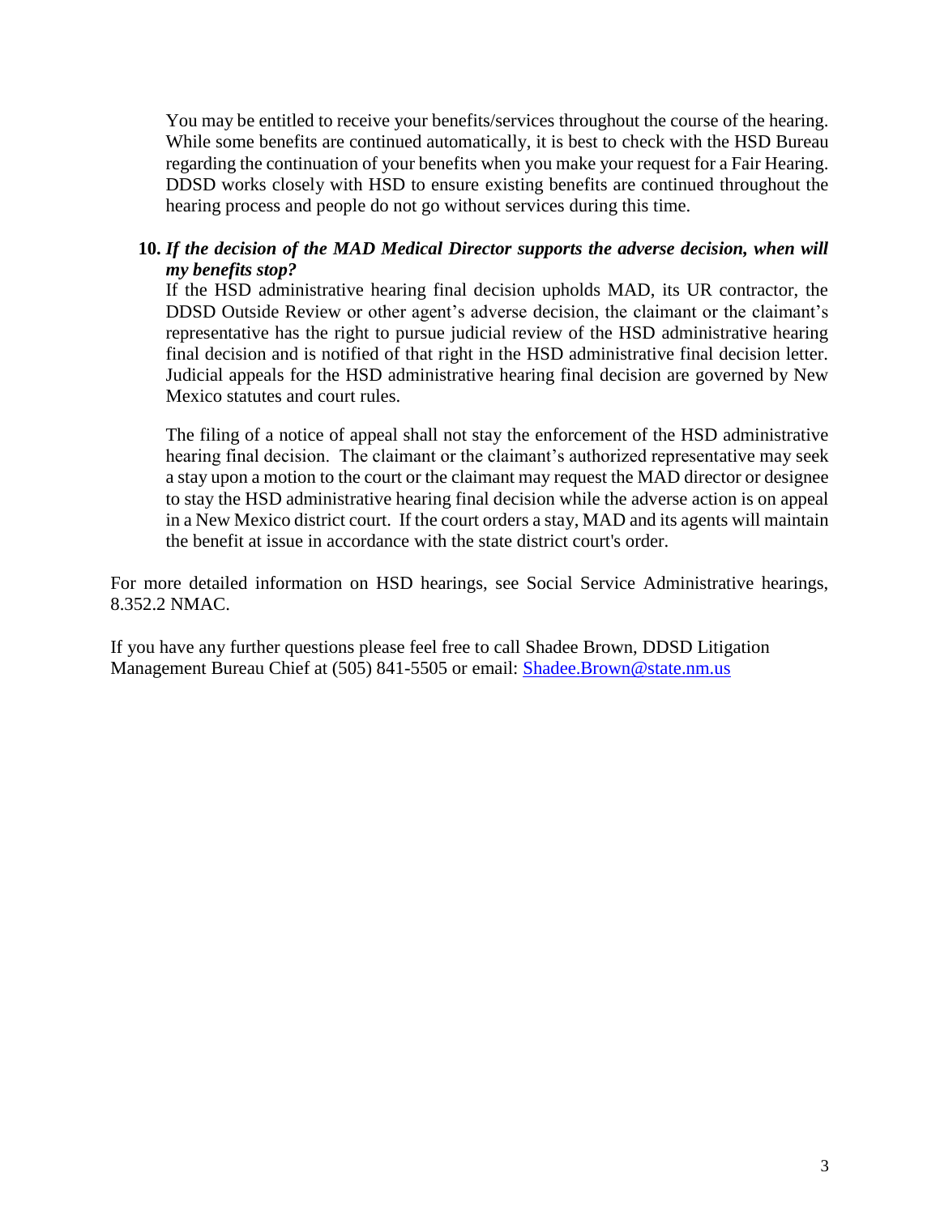You may be entitled to receive your benefits/services throughout the course of the hearing. While some benefits are continued automatically, it is best to check with the HSD Bureau regarding the continuation of your benefits when you make your request for a Fair Hearing. DDSD works closely with HSD to ensure existing benefits are continued throughout the hearing process and people do not go without services during this time.

10. ***If the decision of the MAD Medical Director supports the adverse decision, when will my benefits stop?***

    If the HSD administrative hearing final decision upholds MAD, its UR contractor, the DDSD Outside Review or other agent's adverse decision, the claimant or the claimant's representative has the right to pursue judicial review of the HSD administrative hearing final decision and is notified of that right in the HSD administrative final decision letter. Judicial appeals for the HSD administrative hearing final decision are governed by New Mexico statutes and court rules.

    The filing of a notice of appeal shall not stay the enforcement of the HSD administrative hearing final decision. The claimant or the claimant's authorized representative may seek a stay upon a motion to the court or the claimant may request the MAD director or designee to stay the HSD administrative hearing final decision while the adverse action is on appeal in a New Mexico district court. If the court orders a stay, MAD and its agents will maintain the benefit at issue in accordance with the state district court's order.

For more detailed information on HSD hearings, see Social Service Administrative hearings, 8.352.2 NMAC.

If you have any further questions please feel free to call Shadee Brown, DDSD Litigation Management Bureau Chief at (505) 841-5505 or email: [Shadee.Brown@state.nm.us](mailto:Shadee.Brown@state.nm.us)